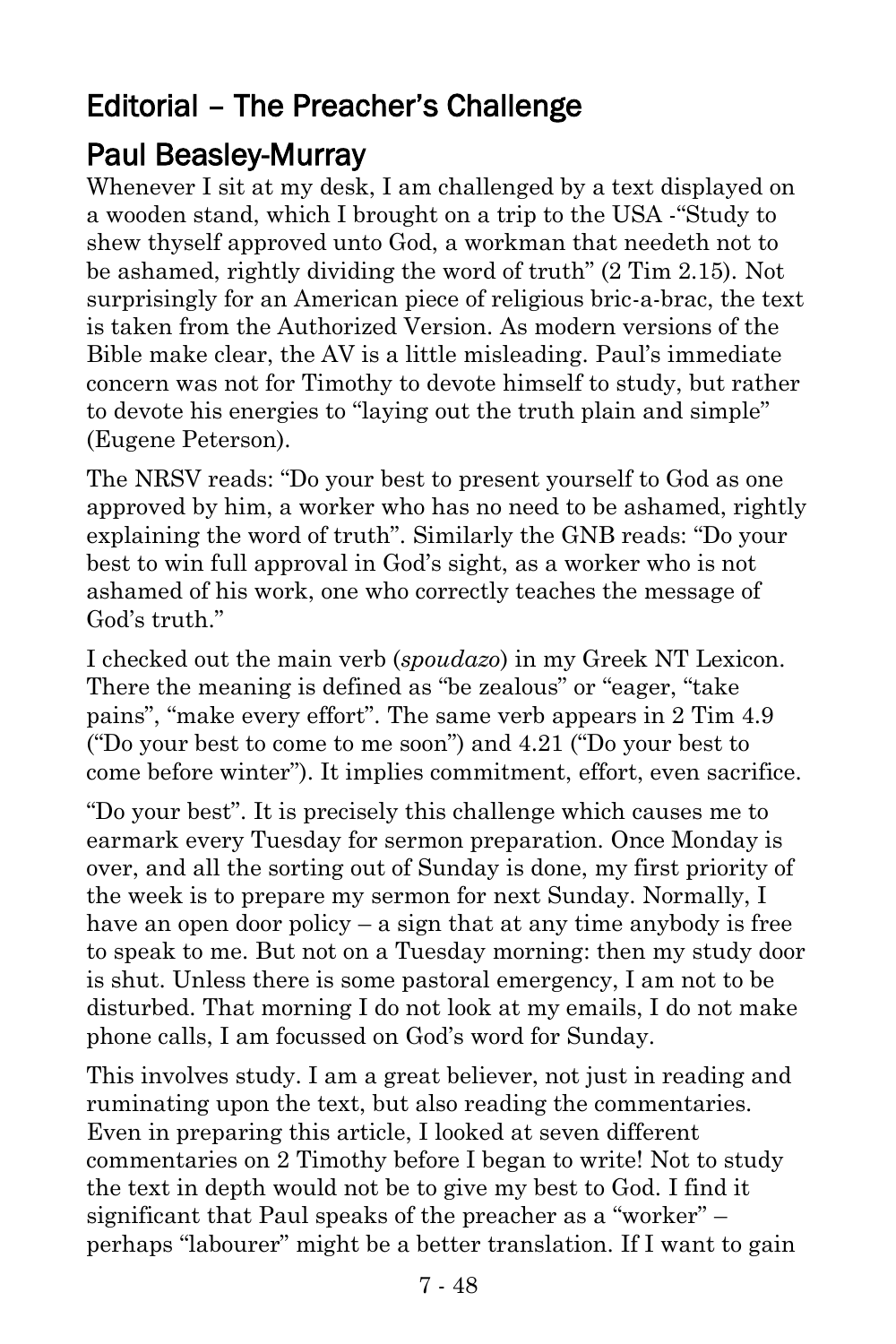# Editorial – The Preacher's Challenge

## Paul Beasley-Murray

Whenever I sit at my desk, I am challenged by a text displayed on a wooden stand, which I brought on a trip to the USA -"Study to shew thyself approved unto God, a workman that needeth not to be ashamed, rightly dividing the word of truth" (2 Tim 2.15). Not surprisingly for an American piece of religious bric-a-brac, the text is taken from the Authorized Version. As modern versions of the Bible make clear, the AV is a little misleading. Paul's immediate concern was not for Timothy to devote himself to study, but rather to devote his energies to "laying out the truth plain and simple" (Eugene Peterson).

The NRSV reads: "Do your best to present yourself to God as one approved by him, a worker who has no need to be ashamed, rightly explaining the word of truth". Similarly the GNB reads: "Do your best to win full approval in God's sight, as a worker who is not ashamed of his work, one who correctly teaches the message of God's truth."

I checked out the main verb (*spoudazo*) in my Greek NT Lexicon. There the meaning is defined as "be zealous" or "eager, "take pains", "make every effort". The same verb appears in 2 Tim 4.9 ("Do your best to come to me soon") and 4.21 ("Do your best to come before winter"). It implies commitment, effort, even sacrifice.

"Do your best". It is precisely this challenge which causes me to earmark every Tuesday for sermon preparation. Once Monday is over, and all the sorting out of Sunday is done, my first priority of the week is to prepare my sermon for next Sunday. Normally, I have an open door policy – a sign that at any time anybody is free to speak to me. But not on a Tuesday morning: then my study door is shut. Unless there is some pastoral emergency, I am not to be disturbed. That morning I do not look at my emails, I do not make phone calls, I am focussed on God's word for Sunday.

This involves study. I am a great believer, not just in reading and ruminating upon the text, but also reading the commentaries. Even in preparing this article, I looked at seven different commentaries on 2 Timothy before I began to write! Not to study the text in depth would not be to give my best to God. I find it significant that Paul speaks of the preacher as a "worker" – perhaps "labourer" might be a better translation. If I want to gain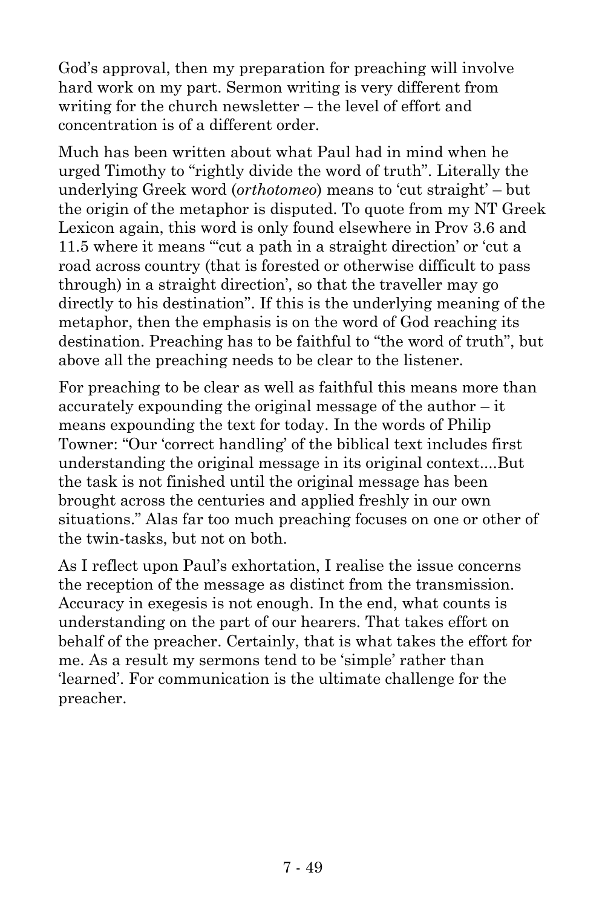God's approval, then my preparation for preaching will involve hard work on my part. Sermon writing is very different from writing for the church newsletter – the level of effort and concentration is of a different order.

Much has been written about what Paul had in mind when he urged Timothy to "rightly divide the word of truth". Literally the underlying Greek word (*orthotomeo*) means to 'cut straight' – but the origin of the metaphor is disputed. To quote from my NT Greek Lexicon again, this word is only found elsewhere in Prov 3.6 and 11.5 where it means "'cut a path in a straight direction' or 'cut a road across country (that is forested or otherwise difficult to pass through) in a straight direction', so that the traveller may go directly to his destination". If this is the underlying meaning of the metaphor, then the emphasis is on the word of God reaching its destination. Preaching has to be faithful to "the word of truth", but above all the preaching needs to be clear to the listener.

For preaching to be clear as well as faithful this means more than accurately expounding the original message of the author – it means expounding the text for today. In the words of Philip Towner: "Our 'correct handling' of the biblical text includes first understanding the original message in its original context....But the task is not finished until the original message has been brought across the centuries and applied freshly in our own situations." Alas far too much preaching focuses on one or other of the twin-tasks, but not on both.

As I reflect upon Paul's exhortation, I realise the issue concerns the reception of the message as distinct from the transmission. Accuracy in exegesis is not enough. In the end, what counts is understanding on the part of our hearers. That takes effort on behalf of the preacher. Certainly, that is what takes the effort for me. As a result my sermons tend to be 'simple' rather than 'learned'. For communication is the ultimate challenge for the preacher.